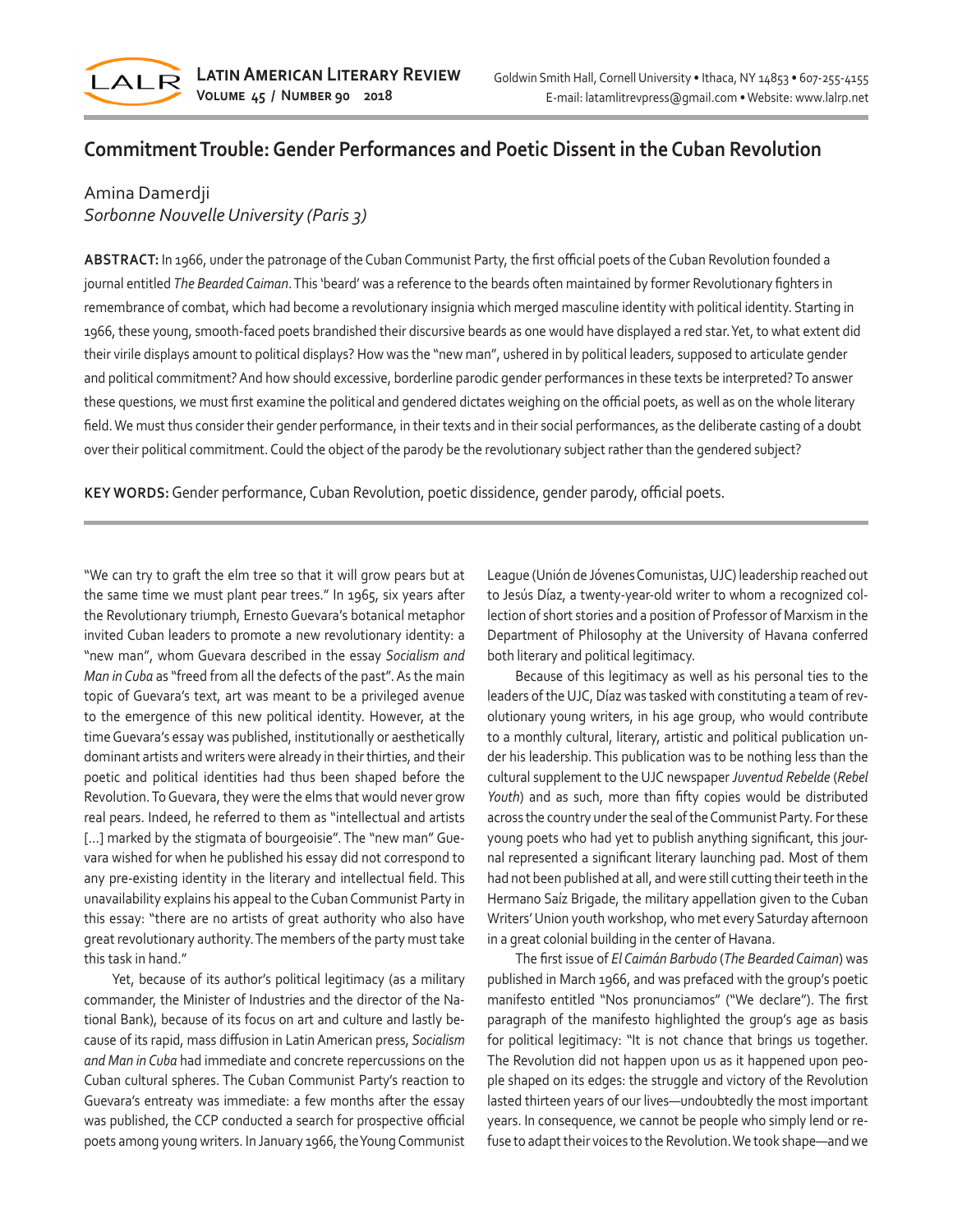# Commitment Trouble: Gender Performances and Poetic Dissent in the Cuban Revolution

Amina Damerdji
*Sorbonne Nouvelle University (Paris 3)*

**ABSTRACT:** In 1966, under the patronage of the Cuban Communist Party, the first official poets of the Cuban Revolution founded a journal entitled *The Bearded Caiman*. This 'beard' was a reference to the beards often maintained by former Revolutionary fighters in remembrance of combat, which had become a revolutionary insignia which merged masculine identity with political identity. Starting in 1966, these young, smooth-faced poets brandished their discursive beards as one would have displayed a red star. Yet, to what extent did their virile displays amount to political displays? How was the "new man", ushered in by political leaders, supposed to articulate gender and political commitment? And how should excessive, borderline parodic gender performances in these texts be interpreted? To answer these questions, we must first examine the political and gendered dictates weighing on the official poets, as well as on the whole literary field. We must thus consider their gender performance, in their texts and in their social performances, as the deliberate casting of a doubt over their political commitment. Could the object of the parody be the revolutionary subject rather than the gendered subject?

**KEY WORDS:** Gender performance, Cuban Revolution, poetic dissidence, gender parody, official poets.

"We can try to graft the elm tree so that it will grow pears but at the same time we must plant pear trees." In 1965, six years after the Revolutionary triumph, Ernesto Guevara's botanical metaphor invited Cuban leaders to promote a new revolutionary identity: a "new man", whom Guevara described in the essay *Socialism and Man in Cuba* as "freed from all the defects of the past". As the main topic of Guevara's text, art was meant to be a privileged avenue to the emergence of this new political identity. However, at the time Guevara's essay was published, institutionally or aesthetically dominant artists and writers were already in their thirties, and their poetic and political identities had thus been shaped before the Revolution. To Guevara, they were the elms that would never grow real pears. Indeed, he referred to them as "intellectual and artists [...] marked by the stigmata of bourgeoisie". The "new man" Guevara wished for when he published his essay did not correspond to any pre-existing identity in the literary and intellectual field. This unavailability explains his appeal to the Cuban Communist Party in this essay: "there are no artists of great authority who also have great revolutionary authority. The members of the party must take this task in hand."

Yet, because of its author's political legitimacy (as a military commander, the Minister of Industries and the director of the National Bank), because of its focus on art and culture and lastly because of its rapid, mass diffusion in Latin American press, *Socialism and Man in Cuba* had immediate and concrete repercussions on the Cuban cultural spheres. The Cuban Communist Party's reaction to Guevara's entreaty was immediate: a few months after the essay was published, the CCP conducted a search for prospective official poets among young writers. In January 1966, the Young Communist League (Unión de Jóvenes Comunistas, UJC) leadership reached out to Jesús Díaz, a twenty-year-old writer to whom a recognized collection of short stories and a position of Professor of Marxism in the Department of Philosophy at the University of Havana conferred both literary and political legitimacy.

Because of this legitimacy as well as his personal ties to the leaders of the UJC, Díaz was tasked with constituting a team of revolutionary young writers, in his age group, who would contribute to a monthly cultural, literary, artistic and political publication under his leadership. This publication was to be nothing less than the cultural supplement to the UJC newspaper *Juventud Rebelde* (*Rebel Youth*) and as such, more than fifty copies would be distributed across the country under the seal of the Communist Party. For these young poets who had yet to publish anything significant, this journal represented a significant literary launching pad. Most of them had not been published at all, and were still cutting their teeth in the Hermano Saíz Brigade, the military appellation given to the Cuban Writers' Union youth workshop, who met every Saturday afternoon in a great colonial building in the center of Havana.

The first issue of *El Caimán Barbudo* (*The Bearded Caiman*) was published in March 1966, and was prefaced with the group's poetic manifesto entitled "Nos pronunciamos" ("We declare"). The first paragraph of the manifesto highlighted the group's age as basis for political legitimacy: "It is not chance that brings us together. The Revolution did not happen upon us as it happened upon people shaped on its edges: the struggle and victory of the Revolution lasted thirteen years of our lives—undoubtedly the most important years. In consequence, we cannot be people who simply lend or refuse to adapt their voices to the Revolution. We took shape—and we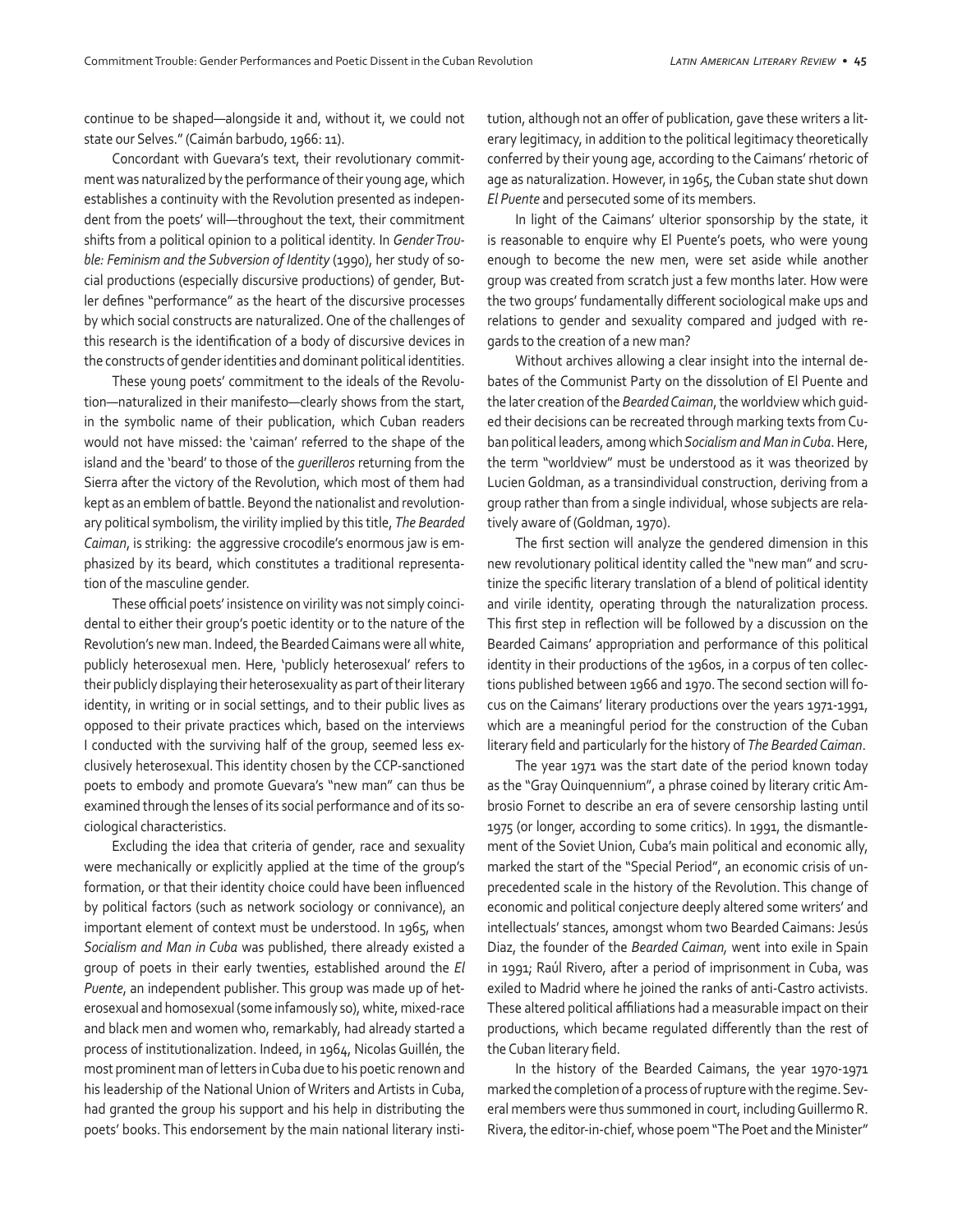continue to be shaped—alongside it and, without it, we could not state our Selves." (Caimán barbudo, 1966: 11).

Concordant with Guevara's text, their revolutionary commitment was naturalized by the performance of their young age, which establishes a continuity with the Revolution presented as independent from the poets' will—throughout the text, their commitment shifts from a political opinion to a political identity. In *Gender Trouble: Feminism and the Subversion of Identity* (1990), her study of social productions (especially discursive productions) of gender, Butler defines "performance" as the heart of the discursive processes by which social constructs are naturalized. One of the challenges of this research is the identification of a body of discursive devices in the constructs of gender identities and dominant political identities.

These young poets' commitment to the ideals of the Revolution—naturalized in their manifesto—clearly shows from the start, in the symbolic name of their publication, which Cuban readers would not have missed: the 'caiman' referred to the shape of the island and the 'beard' to those of the *guerilleros* returning from the Sierra after the victory of the Revolution, which most of them had kept as an emblem of battle. Beyond the nationalist and revolutionary political symbolism, the virility implied by this title, *The Bearded Caiman*, is striking: the aggressive crocodile's enormous jaw is emphasized by its beard, which constitutes a traditional representation of the masculine gender.

These official poets' insistence on virility was not simply coincidental to either their group's poetic identity or to the nature of the Revolution's new man. Indeed, the Bearded Caimans were all white, publicly heterosexual men. Here, 'publicly heterosexual' refers to their publicly displaying their heterosexuality as part of their literary identity, in writing or in social settings, and to their public lives as opposed to their private practices which, based on the interviews I conducted with the surviving half of the group, seemed less exclusively heterosexual. This identity chosen by the CCP-sanctioned poets to embody and promote Guevara's "new man" can thus be examined through the lenses of its social performance and of its sociological characteristics.

Excluding the idea that criteria of gender, race and sexuality were mechanically or explicitly applied at the time of the group's formation, or that their identity choice could have been influenced by political factors (such as network sociology or connivance), an important element of context must be understood. In 1965, when *Socialism and Man in Cuba* was published, there already existed a group of poets in their early twenties, established around the *El Puente*, an independent publisher. This group was made up of heterosexual and homosexual (some infamously so), white, mixed-race and black men and women who, remarkably, had already started a process of institutionalization. Indeed, in 1964, Nicolas Guillén, the most prominent man of letters in Cuba due to his poetic renown and his leadership of the National Union of Writers and Artists in Cuba, had granted the group his support and his help in distributing the poets' books. This endorsement by the main national literary institution, although not an offer of publication, gave these writers a literary legitimacy, in addition to the political legitimacy theoretically conferred by their young age, according to the Caimans' rhetoric of age as naturalization. However, in 1965, the Cuban state shut down *El Puente* and persecuted some of its members.

In light of the Caimans' ulterior sponsorship by the state, it is reasonable to enquire why El Puente's poets, who were young enough to become the new men, were set aside while another group was created from scratch just a few months later. How were the two groups' fundamentally different sociological make ups and relations to gender and sexuality compared and judged with regards to the creation of a new man?

Without archives allowing a clear insight into the internal debates of the Communist Party on the dissolution of El Puente and the later creation of the *Bearded Caiman*, the worldview which guided their decisions can be recreated through marking texts from Cuban political leaders, among which *Socialism and Man in Cuba*. Here, the term "worldview" must be understood as it was theorized by Lucien Goldman, as a transindividual construction, deriving from a group rather than from a single individual, whose subjects are relatively aware of (Goldman, 1970).

The first section will analyze the gendered dimension in this new revolutionary political identity called the "new man" and scrutinize the specific literary translation of a blend of political identity and virile identity, operating through the naturalization process. This first step in reflection will be followed by a discussion on the Bearded Caimans' appropriation and performance of this political identity in their productions of the 1960s, in a corpus of ten collections published between 1966 and 1970. The second section will focus on the Caimans' literary productions over the years 1971-1991, which are a meaningful period for the construction of the Cuban literary field and particularly for the history of *The Bearded Caiman*.

The year 1971 was the start date of the period known today as the "Gray Quinquennium", a phrase coined by literary critic Ambrosio Fornet to describe an era of severe censorship lasting until 1975 (or longer, according to some critics). In 1991, the dismantlement of the Soviet Union, Cuba's main political and economic ally, marked the start of the "Special Period", an economic crisis of unprecedented scale in the history of the Revolution. This change of economic and political conjecture deeply altered some writers' and intellectuals' stances, amongst whom two Bearded Caimans: Jesús Diaz, the founder of the *Bearded Caiman,* went into exile in Spain in 1991; Raúl Rivero, after a period of imprisonment in Cuba, was exiled to Madrid where he joined the ranks of anti-Castro activists. These altered political affiliations had a measurable impact on their productions, which became regulated differently than the rest of the Cuban literary field.

In the history of the Bearded Caimans, the year 1970-1971 marked the completion of a process of rupture with the regime. Several members were thus summoned in court, including Guillermo R. Rivera, the editor-in-chief, whose poem "The Poet and the Minister"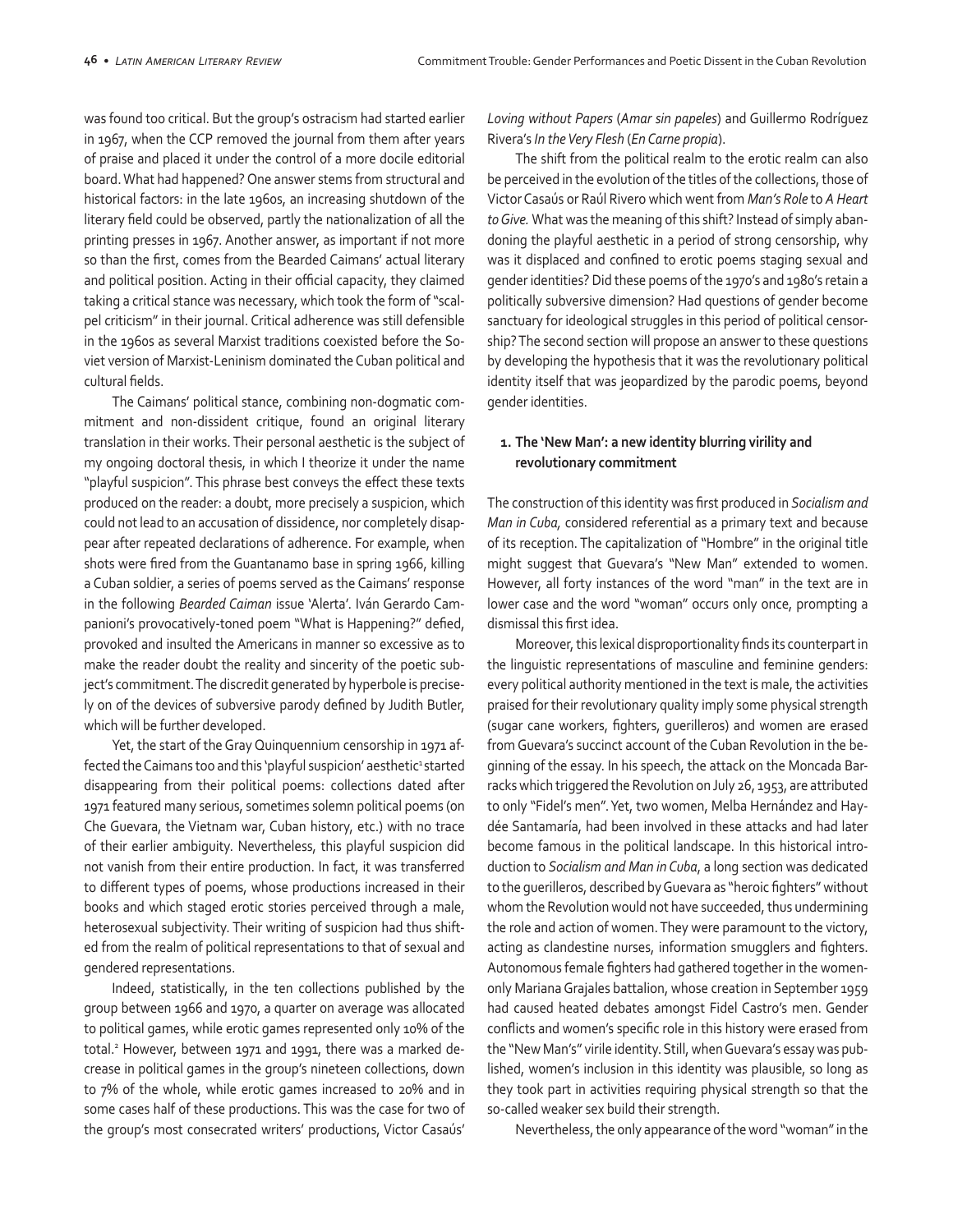was found too critical. But the group's ostracism had started earlier in 1967, when the CCP removed the journal from them after years of praise and placed it under the control of a more docile editorial board. What had happened? One answer stems from structural and historical factors: in the late 1960s, an increasing shutdown of the literary field could be observed, partly the nationalization of all the printing presses in 1967. Another answer, as important if not more so than the first, comes from the Bearded Caimans' actual literary and political position. Acting in their official capacity, they claimed taking a critical stance was necessary, which took the form of "scalpel criticism" in their journal. Critical adherence was still defensible in the 1960s as several Marxist traditions coexisted before the Soviet version of Marxist-Leninism dominated the Cuban political and cultural fields.

The Caimans' political stance, combining non-dogmatic commitment and non-dissident critique, found an original literary translation in their works. Their personal aesthetic is the subject of my ongoing doctoral thesis, in which I theorize it under the name "playful suspicion". This phrase best conveys the effect these texts produced on the reader: a doubt, more precisely a suspicion, which could not lead to an accusation of dissidence, nor completely disappear after repeated declarations of adherence. For example, when shots were fired from the Guantanamo base in spring 1966, killing a Cuban soldier, a series of poems served as the Caimans' response in the following *Bearded Caiman* issue 'Alerta'. Iván Gerardo Campanioni's provocatively-toned poem "What is Happening?" defied, provoked and insulted the Americans in manner so excessive as to make the reader doubt the reality and sincerity of the poetic subject's commitment. The discredit generated by hyperbole is precisely on of the devices of subversive parody defined by Judith Butler, which will be further developed.

Yet, the start of the Gray Quinquennium censorship in 1971 affected the Caimans too and this 'playful suspicion' aesthetic[1] started disappearing from their political poems: collections dated after 1971 featured many serious, sometimes solemn political poems (on Che Guevara, the Vietnam war, Cuban history, etc.) with no trace of their earlier ambiguity. Nevertheless, this playful suspicion did not vanish from their entire production. In fact, it was transferred to different types of poems, whose productions increased in their books and which staged erotic stories perceived through a male, heterosexual subjectivity. Their writing of suspicion had thus shifted from the realm of political representations to that of sexual and gendered representations.

Indeed, statistically, in the ten collections published by the group between 1966 and 1970, a quarter on average was allocated to political games, while erotic games represented only 10% of the total.[2] However, between 1971 and 1991, there was a marked decrease in political games in the group's nineteen collections, down to 7% of the whole, while erotic games increased to 20% and in some cases half of these productions. This was the case for two of the group's most consecrated writers' productions, Victor Casaús' *Loving without Papers* (*Amar sin papeles*) and Guillermo Rodríguez Rivera's *In the Very Flesh* (*En Carne propia*).

The shift from the political realm to the erotic realm can also be perceived in the evolution of the titles of the collections, those of Victor Casaús or Raúl Rivero which went from *Man's Role* to *A Heart to Give.* What was the meaning of this shift? Instead of simply abandoning the playful aesthetic in a period of strong censorship, why was it displaced and confined to erotic poems staging sexual and gender identities? Did these poems of the 1970's and 1980's retain a politically subversive dimension? Had questions of gender become sanctuary for ideological struggles in this period of political censorship? The second section will propose an answer to these questions by developing the hypothesis that it was the revolutionary political identity itself that was jeopardized by the parodic poems, beyond gender identities.

## 1. The 'New Man': a new identity blurring virility and revolutionary commitment

The construction of this identity was first produced in *Socialism and Man in Cuba,* considered referential as a primary text and because of its reception. The capitalization of "Hombre" in the original title might suggest that Guevara's "New Man" extended to women. However, all forty instances of the word "man" in the text are in lower case and the word "woman" occurs only once, prompting a dismissal this first idea.

Moreover, this lexical disproportionality finds its counterpart in the linguistic representations of masculine and feminine genders: every political authority mentioned in the text is male, the activities praised for their revolutionary quality imply some physical strength (sugar cane workers, fighters, guerilleros) and women are erased from Guevara's succinct account of the Cuban Revolution in the beginning of the essay. In his speech, the attack on the Moncada Barracks which triggered the Revolution on July 26, 1953, are attributed to only "Fidel's men". Yet, two women, Melba Hernández and Haydée Santamaría, had been involved in these attacks and had later become famous in the political landscape. In this historical introduction to *Socialism and Man in Cuba*, a long section was dedicated to the guerilleros, described by Guevara as "heroic fighters" without whom the Revolution would not have succeeded, thus undermining the role and action of women. They were paramount to the victory, acting as clandestine nurses, information smugglers and fighters. Autonomous female fighters had gathered together in the women-only Mariana Grajales battalion, whose creation in September 1959 had caused heated debates amongst Fidel Castro's men. Gender conflicts and women's specific role in this history were erased from the "New Man's" virile identity. Still, when Guevara's essay was published, women's inclusion in this identity was plausible, so long as they took part in activities requiring physical strength so that the so-called weaker sex build their strength.

Nevertheless, the only appearance of the word "woman" in the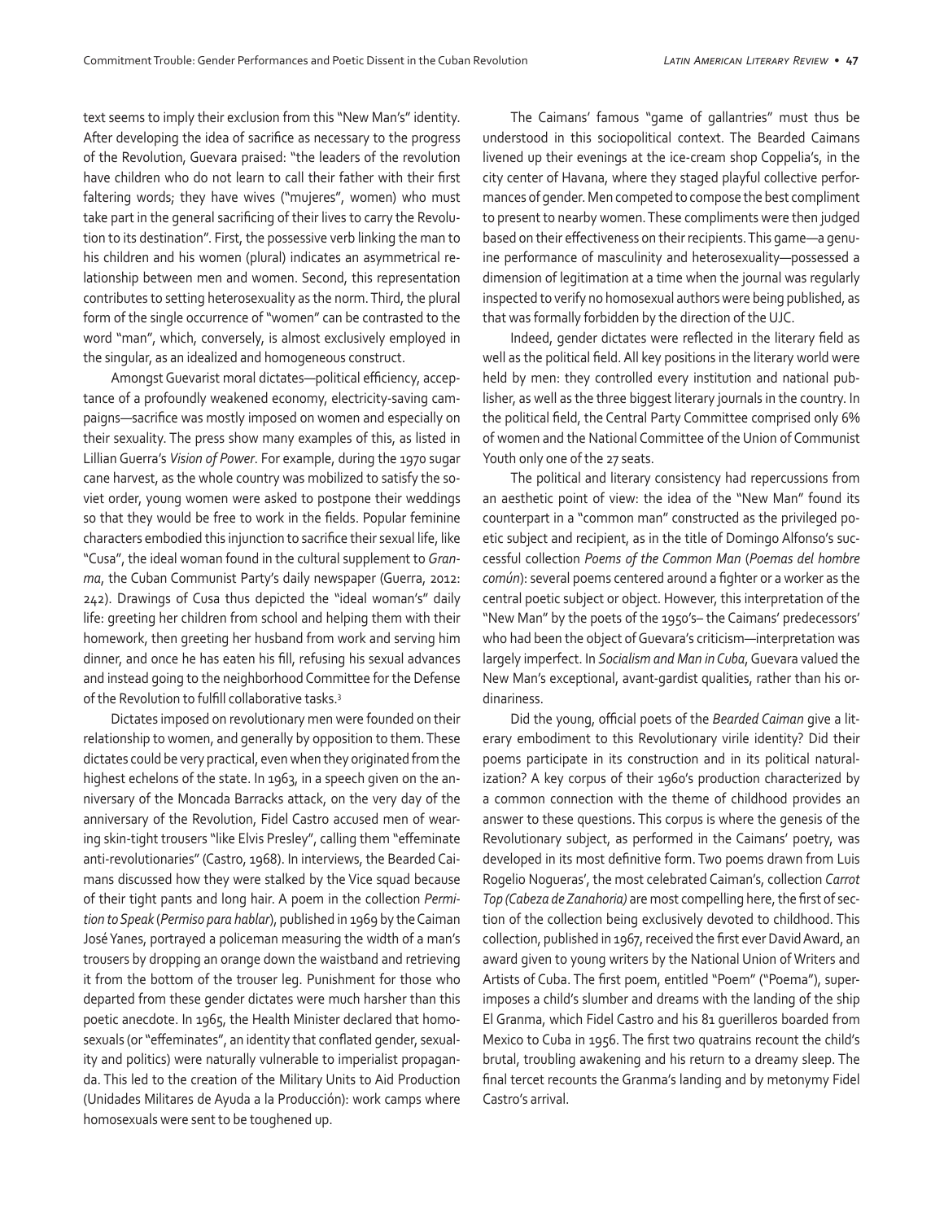text seems to imply their exclusion from this "New Man's" identity. After developing the idea of sacrifice as necessary to the progress of the Revolution, Guevara praised: "the leaders of the revolution have children who do not learn to call their father with their first faltering words; they have wives ("mujeres", women) who must take part in the general sacrificing of their lives to carry the Revolution to its destination". First, the possessive verb linking the man to his children and his women (plural) indicates an asymmetrical relationship between men and women. Second, this representation contributes to setting heterosexuality as the norm. Third, the plural form of the single occurrence of "women" can be contrasted to the word "man", which, conversely, is almost exclusively employed in the singular, as an idealized and homogeneous construct.

Amongst Guevarist moral dictates—political efficiency, acceptance of a profoundly weakened economy, electricity-saving campaigns—sacrifice was mostly imposed on women and especially on their sexuality. The press show many examples of this, as listed in Lillian Guerra's *Vision of Power*. For example, during the 1970 sugar cane harvest, as the whole country was mobilized to satisfy the soviet order, young women were asked to postpone their weddings so that they would be free to work in the fields. Popular feminine characters embodied this injunction to sacrifice their sexual life, like "Cusa", the ideal woman found in the cultural supplement to *Granma*, the Cuban Communist Party's daily newspaper (Guerra, 2012: 242). Drawings of Cusa thus depicted the "ideal woman's" daily life: greeting her children from school and helping them with their homework, then greeting her husband from work and serving him dinner, and once he has eaten his fill, refusing his sexual advances and instead going to the neighborhood Committee for the Defense of the Revolution to fulfill collaborative tasks.[3]

Dictates imposed on revolutionary men were founded on their relationship to women, and generally by opposition to them. These dictates could be very practical, even when they originated from the highest echelons of the state. In 1963, in a speech given on the anniversary of the Moncada Barracks attack, on the very day of the anniversary of the Revolution, Fidel Castro accused men of wearing skin-tight trousers "like Elvis Presley", calling them "effeminate anti-revolutionaries" (Castro, 1968). In interviews, the Bearded Caimans discussed how they were stalked by the Vice squad because of their tight pants and long hair. A poem in the collection *Permition to Speak* (*Permiso para hablar*), published in 1969 by the Caiman José Yanes, portrayed a policeman measuring the width of a man's trousers by dropping an orange down the waistband and retrieving it from the bottom of the trouser leg. Punishment for those who departed from these gender dictates were much harsher than this poetic anecdote. In 1965, the Health Minister declared that homosexuals (or "effeminates", an identity that conflated gender, sexuality and politics) were naturally vulnerable to imperialist propaganda. This led to the creation of the Military Units to Aid Production (Unidades Militares de Ayuda a la Producción): work camps where homosexuals were sent to be toughened up.

The Caimans' famous "game of gallantries" must thus be understood in this sociopolitical context. The Bearded Caimans livened up their evenings at the ice-cream shop Coppelia's, in the city center of Havana, where they staged playful collective performances of gender. Men competed to compose the best compliment to present to nearby women. These compliments were then judged based on their effectiveness on their recipients. This game—a genuine performance of masculinity and heterosexuality—possessed a dimension of legitimation at a time when the journal was regularly inspected to verify no homosexual authors were being published, as that was formally forbidden by the direction of the UJC.

Indeed, gender dictates were reflected in the literary field as well as the political field. All key positions in the literary world were held by men: they controlled every institution and national publisher, as well as the three biggest literary journals in the country. In the political field, the Central Party Committee comprised only 6% of women and the National Committee of the Union of Communist Youth only one of the 27 seats.

The political and literary consistency had repercussions from an aesthetic point of view: the idea of the "New Man" found its counterpart in a "common man" constructed as the privileged poetic subject and recipient, as in the title of Domingo Alfonso's successful collection *Poems of the Common Man* (*Poemas del hombre común*): several poems centered around a fighter or a worker as the central poetic subject or object. However, this interpretation of the "New Man" by the poets of the 1950's– the Caimans' predecessors' who had been the object of Guevara's criticism—interpretation was largely imperfect. In *Socialism and Man in Cuba*, Guevara valued the New Man's exceptional, avant-gardist qualities, rather than his ordinariness.

Did the young, official poets of the *Bearded Caiman* give a literary embodiment to this Revolutionary virile identity? Did their poems participate in its construction and in its political naturalization? A key corpus of their 1960's production characterized by a common connection with the theme of childhood provides an answer to these questions. This corpus is where the genesis of the Revolutionary subject, as performed in the Caimans' poetry, was developed in its most definitive form. Two poems drawn from Luis Rogelio Nogueras', the most celebrated Caiman's, collection *Carrot Top (Cabeza de Zanahoria)* are most compelling here, the first of section of the collection being exclusively devoted to childhood. This collection, published in 1967, received the first ever David Award, an award given to young writers by the National Union of Writers and Artists of Cuba. The first poem, entitled "Poem" ("Poema"), superimposes a child's slumber and dreams with the landing of the ship El Granma, which Fidel Castro and his 81 guerilleros boarded from Mexico to Cuba in 1956. The first two quatrains recount the child's brutal, troubling awakening and his return to a dreamy sleep. The final tercet recounts the Granma's landing and by metonymy Fidel Castro's arrival.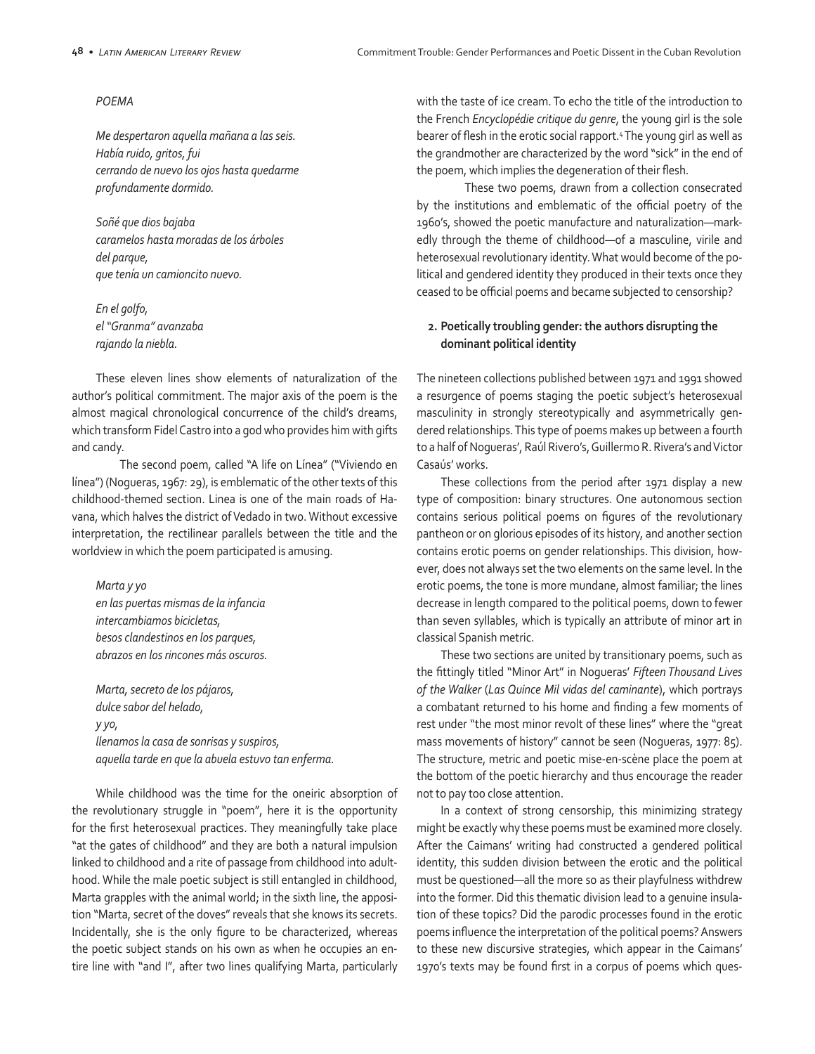*POEMA*

*Me despertaron aquella mañana a las seis.*
*Había ruido, gritos, fui*
*cerrando de nuevo los ojos hasta quedarme*
*profundamente dormido.*

*Soñé que dios bajaba*
*caramelos hasta moradas de los árboles*
*del parque,*
*que tenía un camioncito nuevo.*

*En el golfo,*
*el "Granma" avanzaba*
*rajando la niebla.*

These eleven lines show elements of naturalization of the author's political commitment. The major axis of the poem is the almost magical chronological concurrence of the child's dreams, which transform Fidel Castro into a god who provides him with gifts and candy.

The second poem, called "A life on Línea" ("Viviendo en línea") (Nogueras, 1967: 29), is emblematic of the other texts of this childhood-themed section. Linea is one of the main roads of Havana, which halves the district of Vedado in two. Without excessive interpretation, the rectilinear parallels between the title and the worldview in which the poem participated is amusing.

*Marta y yo*
*en las puertas mismas de la infancia*
*intercambiamos bicicletas,*
*besos clandestinos en los parques,*
*abrazos en los rincones más oscuros.*

*Marta, secreto de los pájaros,*
*dulce sabor del helado,*
*y yo,*
*llenamos la casa de sonrisas y suspiros,*
*aquella tarde en que la abuela estuvo tan enferma.*

While childhood was the time for the oneiric absorption of the revolutionary struggle in "poem", here it is the opportunity for the first heterosexual practices. They meaningfully take place "at the gates of childhood" and they are both a natural impulsion linked to childhood and a rite of passage from childhood into adulthood. While the male poetic subject is still entangled in childhood, Marta grapples with the animal world; in the sixth line, the apposition "Marta, secret of the doves" reveals that she knows its secrets. Incidentally, she is the only figure to be characterized, whereas the poetic subject stands on his own as when he occupies an entire line with "and I", after two lines qualifying Marta, particularly with the taste of ice cream. To echo the title of the introduction to the French *Encyclopédie critique du genre*, the young girl is the sole bearer of flesh in the erotic social rapport.[4] The young girl as well as the grandmother are characterized by the word "sick" in the end of the poem, which implies the degeneration of their flesh.

These two poems, drawn from a collection consecrated by the institutions and emblematic of the official poetry of the 1960's, showed the poetic manufacture and naturalization—markedly through the theme of childhood—of a masculine, virile and heterosexual revolutionary identity. What would become of the political and gendered identity they produced in their texts once they ceased to be official poems and became subjected to censorship?

## 2. Poetically troubling gender: the authors disrupting the dominant political identity

The nineteen collections published between 1971 and 1991 showed a resurgence of poems staging the poetic subject's heterosexual masculinity in strongly stereotypically and asymmetrically gendered relationships. This type of poems makes up between a fourth to a half of Nogueras', Raúl Rivero's, Guillermo R. Rivera's and Victor Casaús' works.

These collections from the period after 1971 display a new type of composition: binary structures. One autonomous section contains serious political poems on figures of the revolutionary pantheon or on glorious episodes of its history, and another section contains erotic poems on gender relationships. This division, however, does not always set the two elements on the same level. In the erotic poems, the tone is more mundane, almost familiar; the lines decrease in length compared to the political poems, down to fewer than seven syllables, which is typically an attribute of minor art in classical Spanish metric.

These two sections are united by transitionary poems, such as the fittingly titled "Minor Art" in Nogueras' *Fifteen Thousand Lives of the Walker* (*Las Quince Mil vidas del caminante*), which portrays a combatant returned to his home and finding a few moments of rest under "the most minor revolt of these lines" where the "great mass movements of history" cannot be seen (Nogueras, 1977: 85). The structure, metric and poetic mise-en-scène place the poem at the bottom of the poetic hierarchy and thus encourage the reader not to pay too close attention.

In a context of strong censorship, this minimizing strategy might be exactly why these poems must be examined more closely. After the Caimans' writing had constructed a gendered political identity, this sudden division between the erotic and the political must be questioned—all the more so as their playfulness withdrew into the former. Did this thematic division lead to a genuine insulation of these topics? Did the parodic processes found in the erotic poems influence the interpretation of the political poems? Answers to these new discursive strategies, which appear in the Caimans' 1970's texts may be found first in a corpus of poems which ques-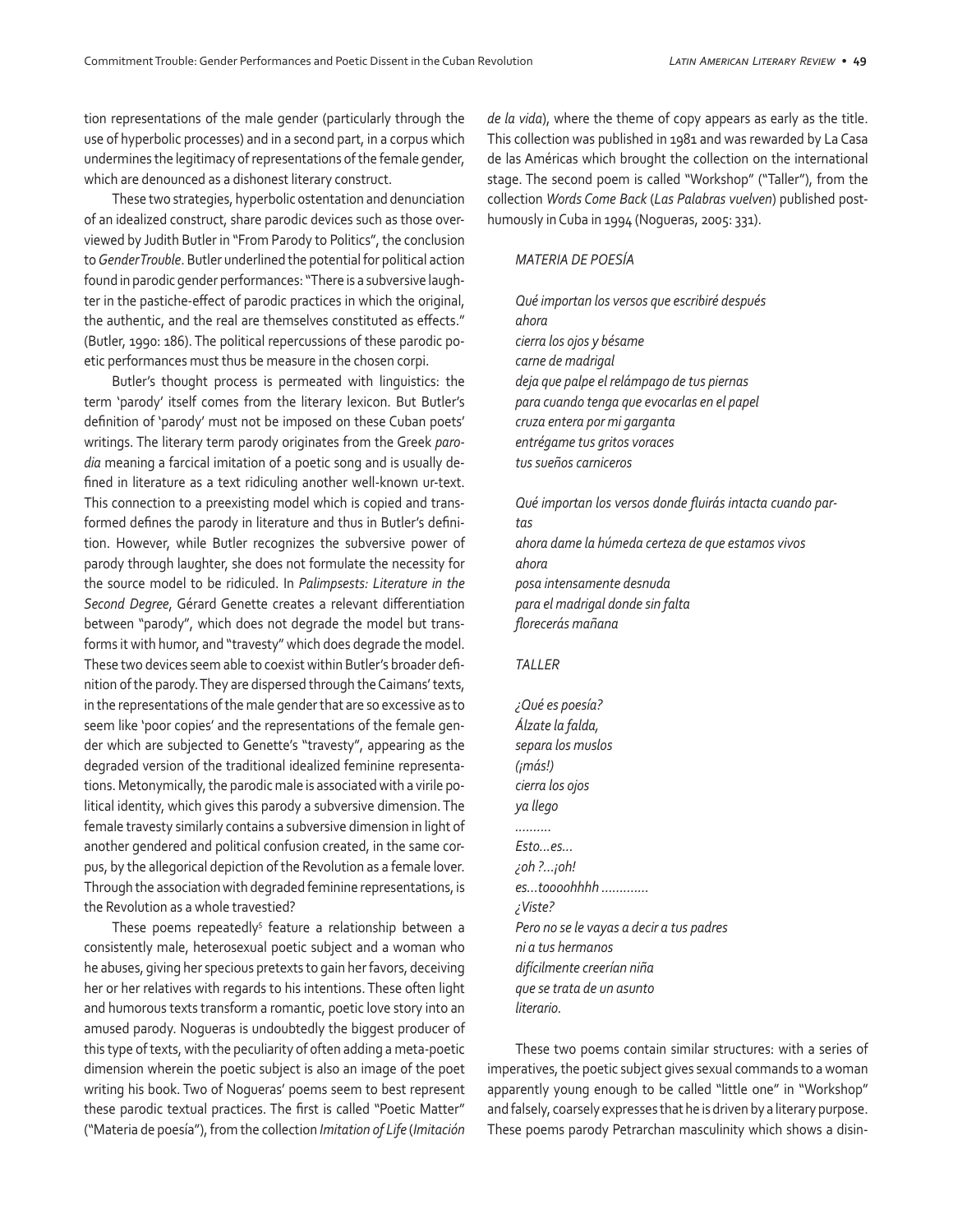tion representations of the male gender (particularly through the use of hyperbolic processes) and in a second part, in a corpus which undermines the legitimacy of representations of the female gender, which are denounced as a dishonest literary construct.

These two strategies, hyperbolic ostentation and denunciation of an idealized construct, share parodic devices such as those overviewed by Judith Butler in "From Parody to Politics", the conclusion to *Gender Trouble*. Butler underlined the potential for political action found in parodic gender performances: "There is a subversive laughter in the pastiche-effect of parodic practices in which the original, the authentic, and the real are themselves constituted as effects." (Butler, 1990: 186). The political repercussions of these parodic poetic performances must thus be measure in the chosen corpi.

Butler's thought process is permeated with linguistics: the term 'parody' itself comes from the literary lexicon. But Butler's definition of 'parody' must not be imposed on these Cuban poets' writings. The literary term parody originates from the Greek *parodia* meaning a farcical imitation of a poetic song and is usually defined in literature as a text ridiculing another well-known ur-text. This connection to a preexisting model which is copied and transformed defines the parody in literature and thus in Butler's definition. However, while Butler recognizes the subversive power of parody through laughter, she does not formulate the necessity for the source model to be ridiculed. In *Palimpsests: Literature in the Second Degree*, Gérard Genette creates a relevant differentiation between "parody", which does not degrade the model but transforms it with humor, and "travesty" which does degrade the model. These two devices seem able to coexist within Butler's broader definition of the parody. They are dispersed through the Caimans' texts, in the representations of the male gender that are so excessive as to seem like 'poor copies' and the representations of the female gender which are subjected to Genette's "travesty", appearing as the degraded version of the traditional idealized feminine representations. Metonymically, the parodic male is associated with a virile political identity, which gives this parody a subversive dimension. The female travesty similarly contains a subversive dimension in light of another gendered and political confusion created, in the same corpus, by the allegorical depiction of the Revolution as a female lover. Through the association with degraded feminine representations, is the Revolution as a whole travestied?

These poems repeatedly[5] feature a relationship between a consistently male, heterosexual poetic subject and a woman who he abuses, giving her specious pretexts to gain her favors, deceiving her or her relatives with regards to his intentions. These often light and humorous texts transform a romantic, poetic love story into an amused parody. Nogueras is undoubtedly the biggest producer of this type of texts, with the peculiarity of often adding a meta-poetic dimension wherein the poetic subject is also an image of the poet writing his book. Two of Nogueras' poems seem to best represent these parodic textual practices. The first is called "Poetic Matter" ("Materia de poesía"), from the collection *Imitation of Life* (*Imitación de la vida*), where the theme of copy appears as early as the title. This collection was published in 1981 and was rewarded by La Casa de las Américas which brought the collection on the international stage. The second poem is called "Workshop" ("Taller"), from the collection *Words Come Back* (*Las Palabras vuelven*) published posthumously in Cuba in 1994 (Nogueras, 2005: 331).

*MATERIA DE POESÍA*

*Qué importan los versos que escribiré después*
*ahora*
*cierra los ojos y bésame*
*carne de madrigal*
*deja que palpe el relámpago de tus piernas*
*para cuando tenga que evocarlas en el papel*
*cruza entera por mi garganta*
*entrégame tus gritos voraces*
*tus sueños carniceros*

*Qué importan los versos donde fluirás intacta cuando partas*
*ahora dame la húmeda certeza de que estamos vivos*
*ahora*
*posa intensamente desnuda*
*para el madrigal donde sin falta*
*florecerás mañana*

*TALLER*

*¿Qué es poesía?*
*Álzate la falda,*
*separa los muslos*
*(¡más!)*
*cierra los ojos*
*ya llego*
*..........*
*Esto...es...*
*¿oh ?...¡oh!*
*es...toooohhhh .............*
*¿Viste?*
*Pero no se le vayas a decir a tus padres*
*ni a tus hermanos*
*difícilmente creerían niña*
*que se trata de un asunto*
*literario.*

These two poems contain similar structures: with a series of imperatives, the poetic subject gives sexual commands to a woman apparently young enough to be called "little one" in "Workshop" and falsely, coarsely expresses that he is driven by a literary purpose. These poems parody Petrarchan masculinity which shows a disin-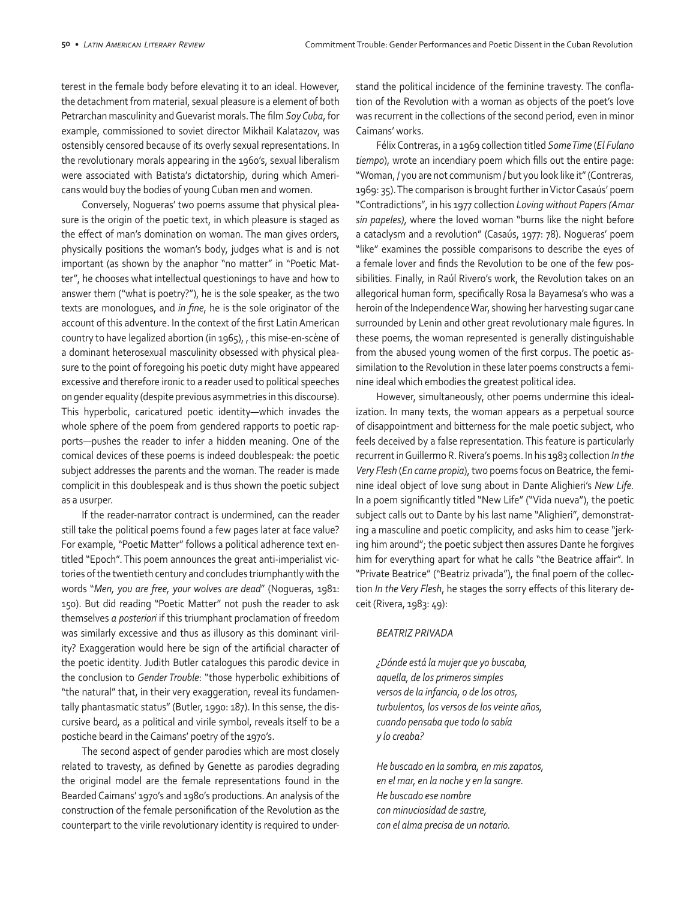terest in the female body before elevating it to an ideal. However, the detachment from material, sexual pleasure is a element of both Petrarchan masculinity and Guevarist morals. The film *Soy Cuba*, for example, commissioned to soviet director Mikhail Kalatazov, was ostensibly censored because of its overly sexual representations. In the revolutionary morals appearing in the 1960's, sexual liberalism were associated with Batista's dictatorship, during which Americans would buy the bodies of young Cuban men and women.

Conversely, Nogueras' two poems assume that physical pleasure is the origin of the poetic text, in which pleasure is staged as the effect of man's domination on woman. The man gives orders, physically positions the woman's body, judges what is and is not important (as shown by the anaphor "no matter" in "Poetic Matter", he chooses what intellectual questionings to have and how to answer them ("what is poetry?"), he is the sole speaker, as the two texts are monologues, and *in fine*, he is the sole originator of the account of this adventure. In the context of the first Latin American country to have legalized abortion (in 1965), , this mise-en-scène of a dominant heterosexual masculinity obsessed with physical pleasure to the point of foregoing his poetic duty might have appeared excessive and therefore ironic to a reader used to political speeches on gender equality (despite previous asymmetries in this discourse). This hyperbolic, caricatured poetic identity—which invades the whole sphere of the poem from gendered rapports to poetic rapports—pushes the reader to infer a hidden meaning. One of the comical devices of these poems is indeed doublespeak: the poetic subject addresses the parents and the woman. The reader is made complicit in this doublespeak and is thus shown the poetic subject as a usurper.

If the reader-narrator contract is undermined, can the reader still take the political poems found a few pages later at face value? For example, "Poetic Matter" follows a political adherence text entitled "Epoch". This poem announces the great anti-imperialist victories of the twentieth century and concludes triumphantly with the words "*Men, you are free, your wolves are dead*" (Nogueras, 1981: 150). But did reading "Poetic Matter" not push the reader to ask themselves *a posteriori* if this triumphant proclamation of freedom was similarly excessive and thus as illusory as this dominant virility? Exaggeration would here be sign of the artificial character of the poetic identity. Judith Butler catalogues this parodic device in the conclusion to *Gender Trouble*: "those hyperbolic exhibitions of "the natural" that, in their very exaggeration, reveal its fundamentally phantasmatic status" (Butler, 1990: 187). In this sense, the discursive beard, as a political and virile symbol, reveals itself to be a postiche beard in the Caimans' poetry of the 1970's.

The second aspect of gender parodies which are most closely related to travesty, as defined by Genette as parodies degrading the original model are the female representations found in the Bearded Caimans' 1970's and 1980's productions. An analysis of the construction of the female personification of the Revolution as the counterpart to the virile revolutionary identity is required to understand the political incidence of the feminine travesty. The conflation of the Revolution with a woman as objects of the poet's love was recurrent in the collections of the second period, even in minor Caimans' works.

Félix Contreras, in a 1969 collection titled *Some Time* (*El Fulano tiempo*), wrote an incendiary poem which fills out the entire page: "Woman, / you are not communism / but you look like it" (Contreras, 1969: 35). The comparison is brought further in Victor Casaús' poem "Contradictions", in his 1977 collection *Loving without Papers (Amar sin papeles)*, where the loved woman "burns like the night before a cataclysm and a revolution" (Casaús, 1977: 78). Nogueras' poem "like" examines the possible comparisons to describe the eyes of a female lover and finds the Revolution to be one of the few possibilities. Finally, in Raúl Rivero's work, the Revolution takes on an allegorical human form, specifically Rosa la Bayamesa's who was a heroin of the Independence War, showing her harvesting sugar cane surrounded by Lenin and other great revolutionary male figures. In these poems, the woman represented is generally distinguishable from the abused young women of the first corpus. The poetic assimilation to the Revolution in these later poems constructs a feminine ideal which embodies the greatest political idea.

However, simultaneously, other poems undermine this idealization. In many texts, the woman appears as a perpetual source of disappointment and bitterness for the male poetic subject, who feels deceived by a false representation. This feature is particularly recurrent in Guillermo R. Rivera's poems. In his 1983 collection *In the Very Flesh* (*En carne propia*), two poems focus on Beatrice, the feminine ideal object of love sung about in Dante Alighieri's *New Life*. In a poem significantly titled "New Life" ("Vida nueva"), the poetic subject calls out to Dante by his last name "Alighieri", demonstrating a masculine and poetic complicity, and asks him to cease "jerking him around"; the poetic subject then assures Dante he forgives him for everything apart for what he calls "the Beatrice affair". In "Private Beatrice" ("Beatriz privada"), the final poem of the collection *In the Very Flesh*, he stages the sorry effects of this literary deceit (Rivera, 1983: 49):

*BEATRIZ PRIVADA*

*¿Dónde está la mujer que yo buscaba,*
*aquella, de los primeros simples*
*versos de la infancia, o de los otros,*
*turbulentos, los versos de los veinte años,*
*cuando pensaba que todo lo sabía*
*y lo creaba?*

*He buscado en la sombra, en mis zapatos,*
*en el mar, en la noche y en la sangre.*
*He buscado ese nombre*
*con minuciosidad de sastre,*
*con el alma precisa de un notario.*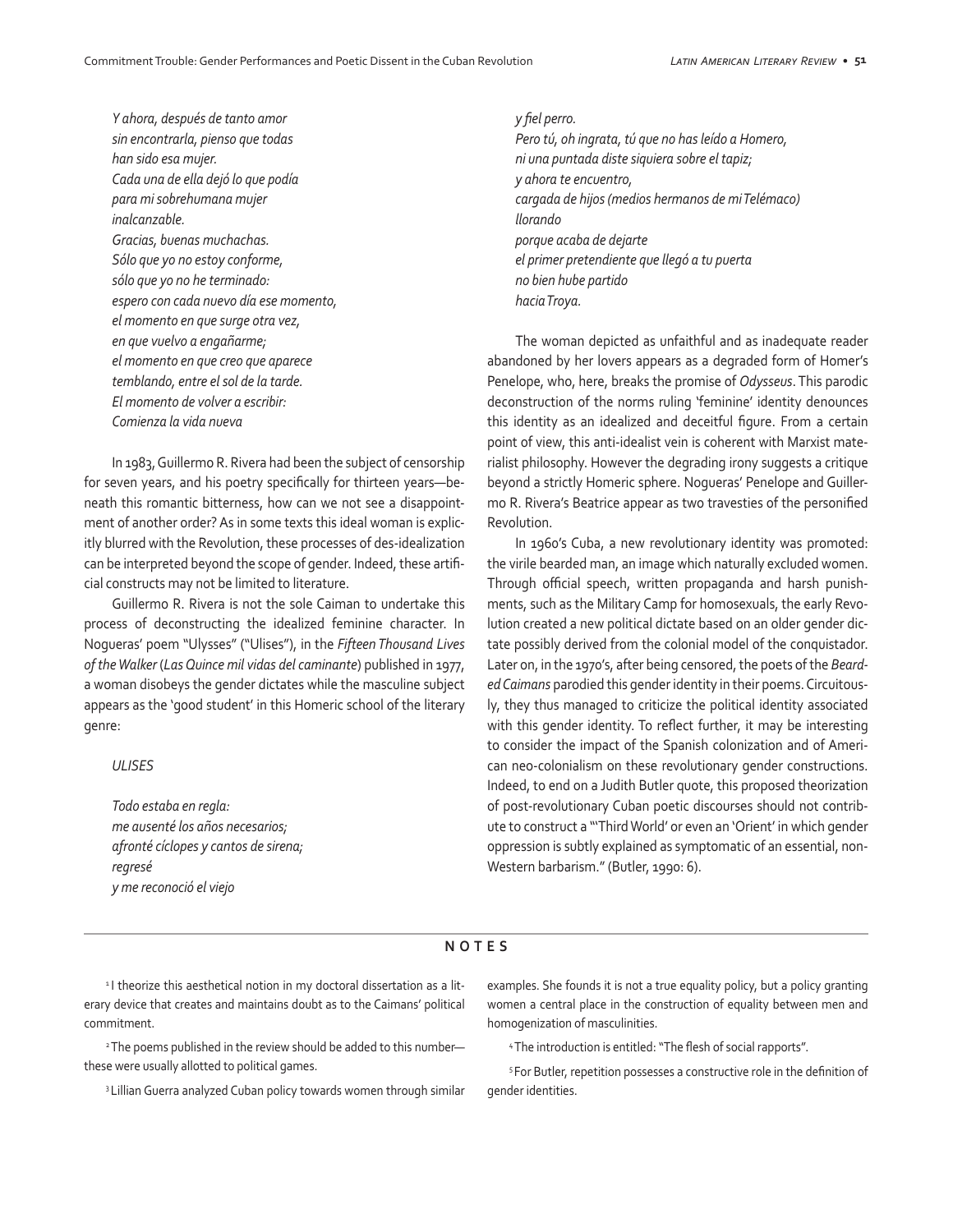*Y ahora, después de tanto amor*
*sin encontrarla, pienso que todas*
*han sido esa mujer.*
*Cada una de ella dejó lo que podía*
*para mi sobrehumana mujer*
*inalcanzable.*
*Gracias, buenas muchachas.*
*Sólo que yo no estoy conforme,*
*sólo que yo no he terminado:*
*espero con cada nuevo día ese momento,*
*el momento en que surge otra vez,*
*en que vuelvo a engañarme;*
*el momento en que creo que aparece*
*temblando, entre el sol de la tarde.*
*El momento de volver a escribir:*
*Comienza la vida nueva*

In 1983, Guillermo R. Rivera had been the subject of censorship for seven years, and his poetry specifically for thirteen years—beneath this romantic bitterness, how can we not see a disappointment of another order? As in some texts this ideal woman is explicitly blurred with the Revolution, these processes of des-idealization can be interpreted beyond the scope of gender. Indeed, these artificial constructs may not be limited to literature.

Guillermo R. Rivera is not the sole Caiman to undertake this process of deconstructing the idealized feminine character. In Nogueras' poem "Ulysses" ("Ulises"), in the *Fifteen Thousand Lives of the Walker* (*Las Quince mil vidas del caminante*) published in 1977, a woman disobeys the gender dictates while the masculine subject appears as the 'good student' in this Homeric school of the literary genre:

*ULISES*

*Todo estaba en regla:*
*me ausenté los años necesarios;*
*afronté cíclopes y cantos de sirena;*
*regresé*
*y me reconoció el viejo*
*y fiel perro.*
*Pero tú, oh ingrata, tú que no has leído a Homero,*
*ni una puntada diste siquiera sobre el tapiz;*
*y ahora te encuentro,*
*cargada de hijos (medios hermanos de mi Telémaco)*
*llorando*
*porque acaba de dejarte*
*el primer pretendiente que llegó a tu puerta*
*no bien hube partido*
*hacia Troya.*

The woman depicted as unfaithful and as inadequate reader abandoned by her lovers appears as a degraded form of Homer's Penelope, who, here, breaks the promise of *Odysseus*. This parodic deconstruction of the norms ruling 'feminine' identity denounces this identity as an idealized and deceitful figure. From a certain point of view, this anti-idealist vein is coherent with Marxist materialist philosophy. However the degrading irony suggests a critique beyond a strictly Homeric sphere. Nogueras' Penelope and Guillermo R. Rivera's Beatrice appear as two travesties of the personified Revolution.

In 1960's Cuba, a new revolutionary identity was promoted: the virile bearded man, an image which naturally excluded women. Through official speech, written propaganda and harsh punishments, such as the Military Camp for homosexuals, the early Revolution created a new political dictate based on an older gender dictate possibly derived from the colonial model of the conquistador. Later on, in the 1970's, after being censored, the poets of the *Bearded Caimans* parodied this gender identity in their poems. Circuitously, they thus managed to criticize the political identity associated with this gender identity. To reflect further, it may be interesting to consider the impact of the Spanish colonization and of American neo-colonialism on these revolutionary gender constructions. Indeed, to end on a Judith Butler quote, this proposed theorization of post-revolutionary Cuban poetic discourses should not contribute to construct a "'Third World' or even an 'Orient' in which gender oppression is subtly explained as symptomatic of an essential, non-Western barbarism." (Butler, 1990: 6).

## NOTES

[1] I theorize this aesthetical notion in my doctoral dissertation as a literary device that creates and maintains doubt as to the Caimans' political commitment.

[2] The poems published in the review should be added to this number—these were usually allotted to political games.

[3] Lillian Guerra analyzed Cuban policy towards women through similar examples. She founds it is not a true equality policy, but a policy granting women a central place in the construction of equality between men and homogenization of masculinities.

[4] The introduction is entitled: "The flesh of social rapports".

[5] For Butler, repetition possesses a constructive role in the definition of gender identities.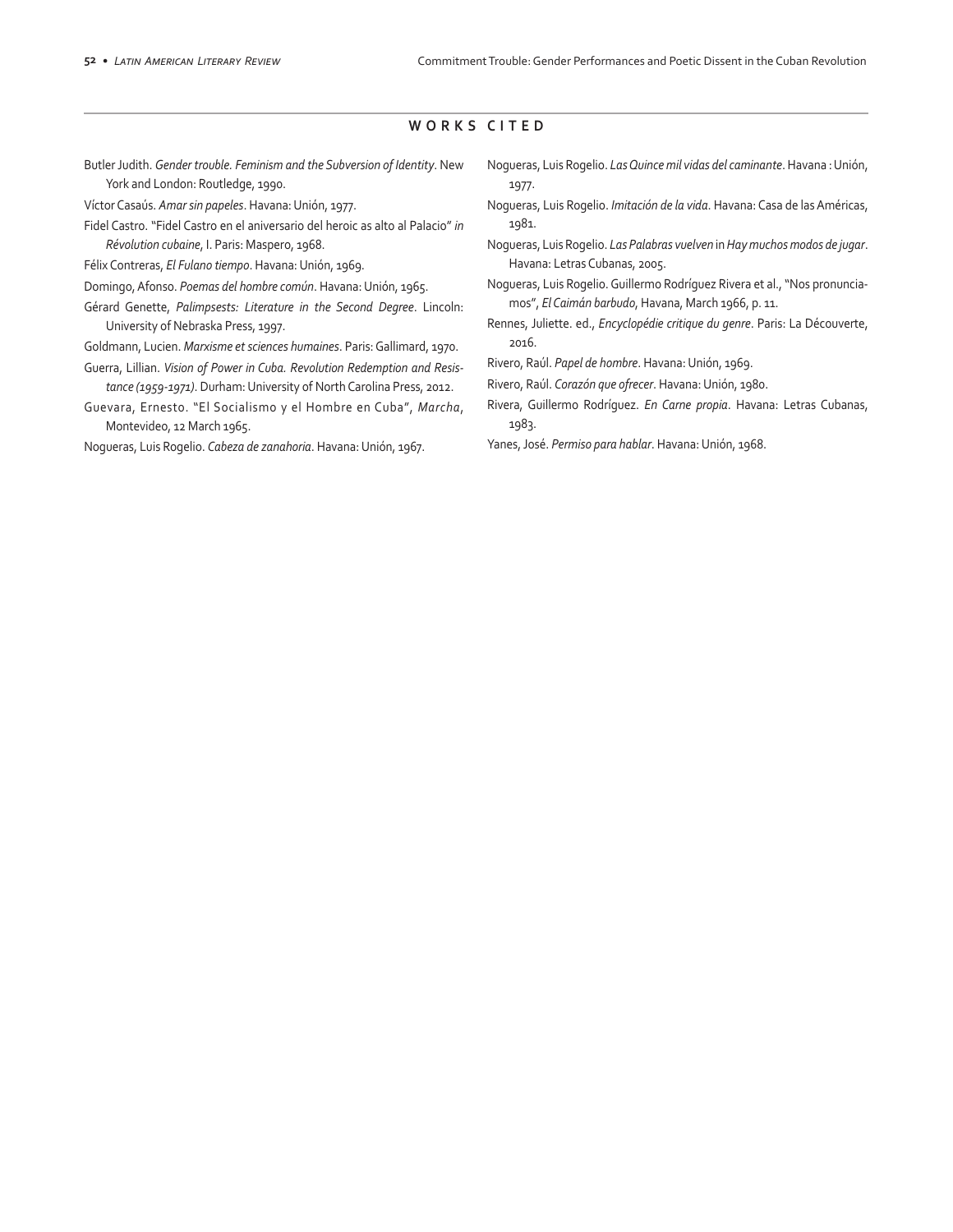## WORKS CITED

Butler Judith. *Gender trouble. Feminism and the Subversion of Identity*. New York and London: Routledge, 1990.

Víctor Casaús. *Amar sin papeles*. Havana: Unión, 1977.

Fidel Castro. "Fidel Castro en el aniversario del heroic as alto al Palacio" *in Révolution cubaine*, I. Paris: Maspero, 1968.

Félix Contreras, *El Fulano tiempo*. Havana: Unión, 1969.

Domingo, Afonso. *Poemas del hombre común*. Havana: Unión, 1965.

Gérard Genette, *Palimpsests: Literature in the Second Degree*. Lincoln: University of Nebraska Press, 1997.

Goldmann, Lucien. *Marxisme et sciences humaines*. Paris: Gallimard, 1970.

Guerra, Lillian. *Vision of Power in Cuba. Revolution Redemption and Resistance (1959-1971)*. Durham: University of North Carolina Press, 2012.

Guevara, Ernesto. "El Socialismo y el Hombre en Cuba", *Marcha*, Montevideo, 12 March 1965.

Nogueras, Luis Rogelio. *Cabeza de zanahoria*. Havana: Unión, 1967.

Nogueras, Luis Rogelio. *Las Quince mil vidas del caminante*. Havana : Unión, 1977.

Nogueras, Luis Rogelio. *Imitación de la vida*. Havana: Casa de las Américas, 1981.

Nogueras, Luis Rogelio. *Las Palabras vuelven* in *Hay muchos modos de jugar*. Havana: Letras Cubanas, 2005.

Nogueras, Luis Rogelio. Guillermo Rodríguez Rivera et al., "Nos pronunciamos", *El Caimán barbudo*, Havana, March 1966, p. 11.

Rennes, Juliette. ed., *Encyclopédie critique du genre*. Paris: La Découverte, 2016.

Rivero, Raúl. *Papel de hombre*. Havana: Unión, 1969.

Rivero, Raúl. *Corazón que ofrecer*. Havana: Unión, 1980.

Rivera, Guillermo Rodríguez. *En Carne propia*. Havana: Letras Cubanas, 1983.

Yanes, José. *Permiso para hablar*. Havana: Unión, 1968.